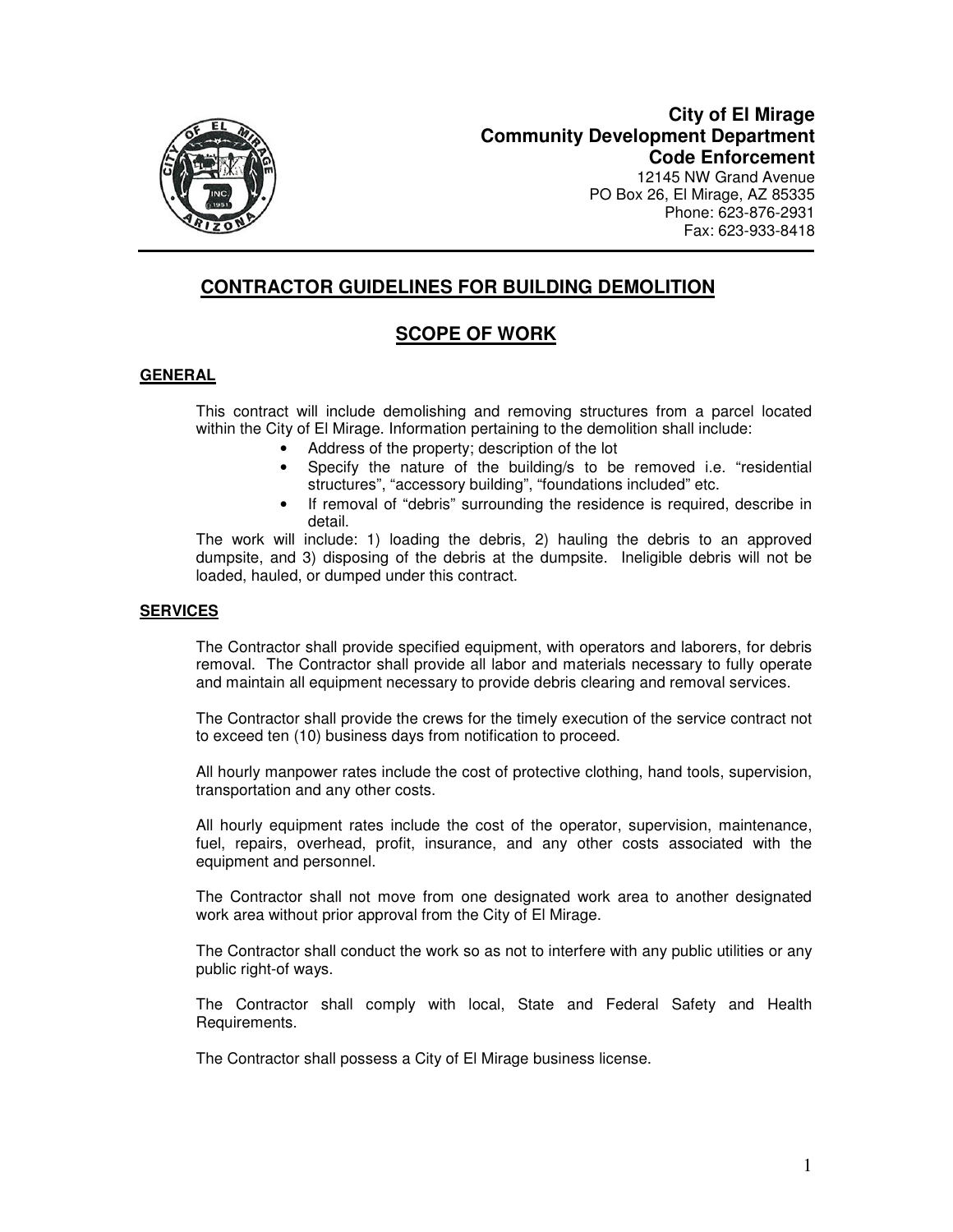**City of El Mirage**
**Community Development Department**
**Code Enforcement**
12145 NW Grand Avenue
PO Box 26, El Mirage, AZ 85335
Phone: 623-876-2931
Fax: 623-933-8418

# CONTRACTOR GUIDELINES FOR BUILDING DEMOLITION

## SCOPE OF WORK

### GENERAL

This contract will include demolishing and removing structures from a parcel located within the City of El Mirage. Information pertaining to the demolition shall include:

- Address of the property; description of the lot
- Specify the nature of the building/s to be removed i.e. "residential structures", "accessory building", "foundations included" etc.
- If removal of "debris" surrounding the residence is required, describe in detail.

The work will include: 1) loading the debris, 2) hauling the debris to an approved dumpsite, and 3) disposing of the debris at the dumpsite. Ineligible debris will not be loaded, hauled, or dumped under this contract.

### SERVICES

The Contractor shall provide specified equipment, with operators and laborers, for debris removal. The Contractor shall provide all labor and materials necessary to fully operate and maintain all equipment necessary to provide debris clearing and removal services.

The Contractor shall provide the crews for the timely execution of the service contract not to exceed ten (10) business days from notification to proceed.

All hourly manpower rates include the cost of protective clothing, hand tools, supervision, transportation and any other costs.

All hourly equipment rates include the cost of the operator, supervision, maintenance, fuel, repairs, overhead, profit, insurance, and any other costs associated with the equipment and personnel.

The Contractor shall not move from one designated work area to another designated work area without prior approval from the City of El Mirage.

The Contractor shall conduct the work so as not to interfere with any public utilities or any public right-of ways.

The Contractor shall comply with local, State and Federal Safety and Health Requirements.

The Contractor shall possess a City of El Mirage business license.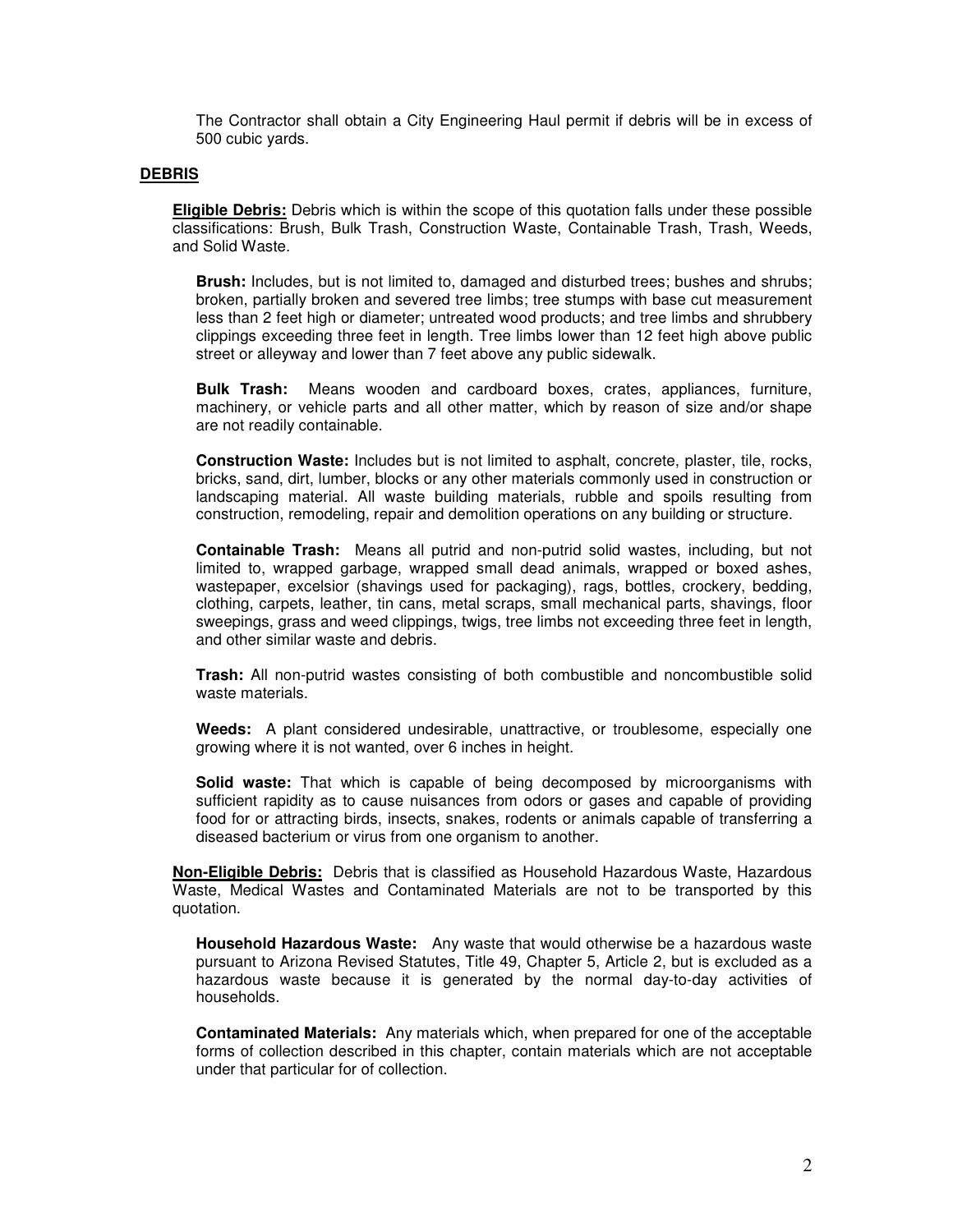The Contractor shall obtain a City Engineering Haul permit if debris will be in excess of 500 cubic yards.

## DEBRIS

**Eligible Debris:** Debris which is within the scope of this quotation falls under these possible classifications: Brush, Bulk Trash, Construction Waste, Containable Trash, Trash, Weeds, and Solid Waste.

**Brush:** Includes, but is not limited to, damaged and disturbed trees; bushes and shrubs; broken, partially broken and severed tree limbs; tree stumps with base cut measurement less than 2 feet high or diameter; untreated wood products; and tree limbs and shrubbery clippings exceeding three feet in length. Tree limbs lower than 12 feet high above public street or alleyway and lower than 7 feet above any public sidewalk.

**Bulk Trash:** Means wooden and cardboard boxes, crates, appliances, furniture, machinery, or vehicle parts and all other matter, which by reason of size and/or shape are not readily containable.

**Construction Waste:** Includes but is not limited to asphalt, concrete, plaster, tile, rocks, bricks, sand, dirt, lumber, blocks or any other materials commonly used in construction or landscaping material. All waste building materials, rubble and spoils resulting from construction, remodeling, repair and demolition operations on any building or structure.

**Containable Trash:** Means all putrid and non-putrid solid wastes, including, but not limited to, wrapped garbage, wrapped small dead animals, wrapped or boxed ashes, wastepaper, excelsior (shavings used for packaging), rags, bottles, crockery, bedding, clothing, carpets, leather, tin cans, metal scraps, small mechanical parts, shavings, floor sweepings, grass and weed clippings, twigs, tree limbs not exceeding three feet in length, and other similar waste and debris.

**Trash:** All non-putrid wastes consisting of both combustible and noncombustible solid waste materials.

**Weeds:** A plant considered undesirable, unattractive, or troublesome, especially one growing where it is not wanted, over 6 inches in height.

**Solid waste:** That which is capable of being decomposed by microorganisms with sufficient rapidity as to cause nuisances from odors or gases and capable of providing food for or attracting birds, insects, snakes, rodents or animals capable of transferring a diseased bacterium or virus from one organism to another.

**Non-Eligible Debris:** Debris that is classified as Household Hazardous Waste, Hazardous Waste, Medical Wastes and Contaminated Materials are not to be transported by this quotation.

**Household Hazardous Waste:** Any waste that would otherwise be a hazardous waste pursuant to Arizona Revised Statutes, Title 49, Chapter 5, Article 2, but is excluded as a hazardous waste because it is generated by the normal day-to-day activities of households.

**Contaminated Materials:** Any materials which, when prepared for one of the acceptable forms of collection described in this chapter, contain materials which are not acceptable under that particular for of collection.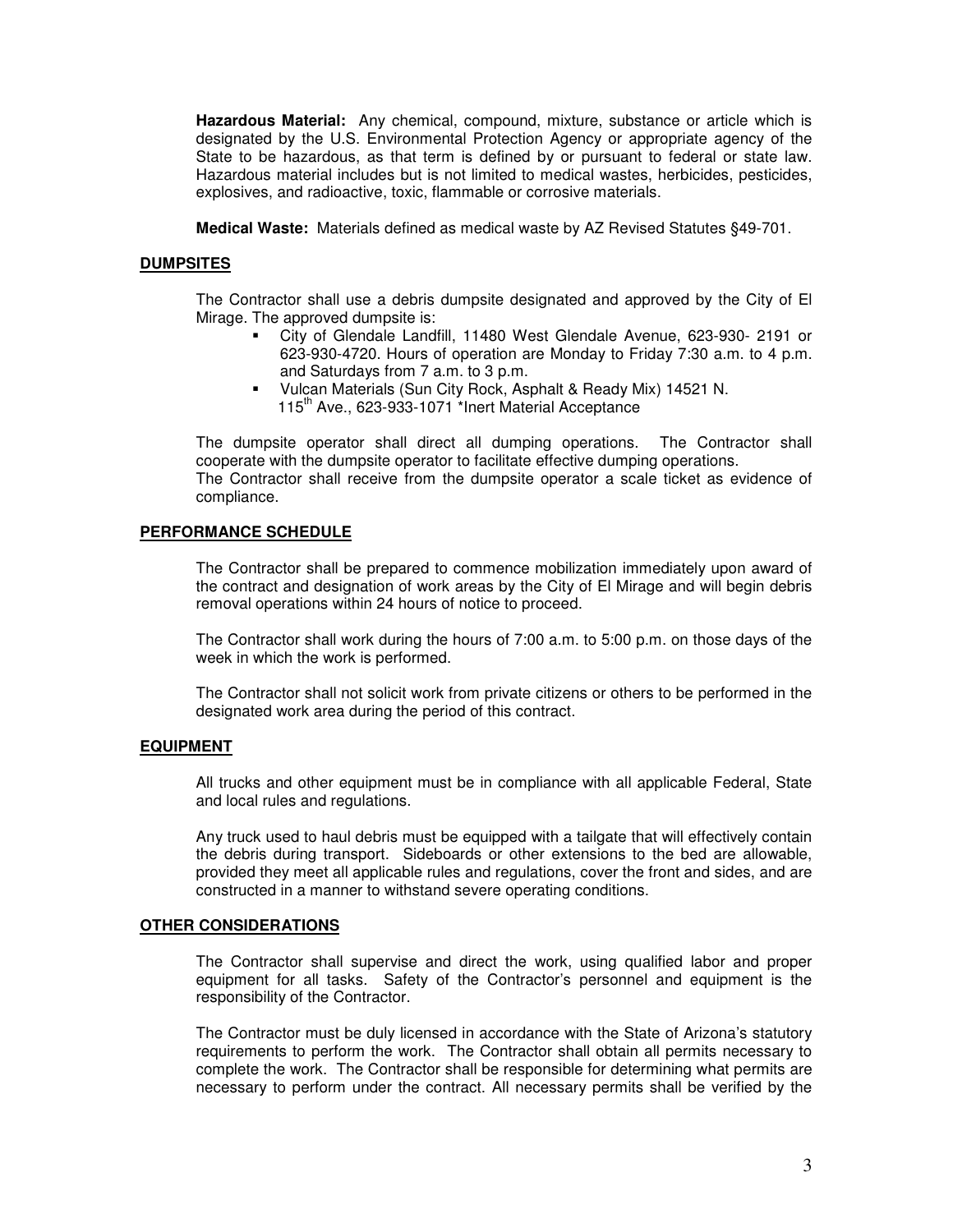**Hazardous Material:** Any chemical, compound, mixture, substance or article which is designated by the U.S. Environmental Protection Agency or appropriate agency of the State to be hazardous, as that term is defined by or pursuant to federal or state law. Hazardous material includes but is not limited to medical wastes, herbicides, pesticides, explosives, and radioactive, toxic, flammable or corrosive materials.

**Medical Waste:** Materials defined as medical waste by AZ Revised Statutes §49-701.

## DUMPSITES

The Contractor shall use a debris dumpsite designated and approved by the City of El Mirage. The approved dumpsite is:

- City of Glendale Landfill, 11480 West Glendale Avenue, 623-930- 2191 or 623-930-4720. Hours of operation are Monday to Friday 7:30 a.m. to 4 p.m. and Saturdays from 7 a.m. to 3 p.m.
- Vulcan Materials (Sun City Rock, Asphalt & Ready Mix) 14521 N. 115th Ave., 623-933-1071 *Inert Material Acceptance

The dumpsite operator shall direct all dumping operations. The Contractor shall cooperate with the dumpsite operator to facilitate effective dumping operations.
The Contractor shall receive from the dumpsite operator a scale ticket as evidence of compliance.

## PERFORMANCE SCHEDULE

The Contractor shall be prepared to commence mobilization immediately upon award of the contract and designation of work areas by the City of El Mirage and will begin debris removal operations within 24 hours of notice to proceed.

The Contractor shall work during the hours of 7:00 a.m. to 5:00 p.m. on those days of the week in which the work is performed.

The Contractor shall not solicit work from private citizens or others to be performed in the designated work area during the period of this contract.

## EQUIPMENT

All trucks and other equipment must be in compliance with all applicable Federal, State and local rules and regulations.

Any truck used to haul debris must be equipped with a tailgate that will effectively contain the debris during transport. Sideboards or other extensions to the bed are allowable, provided they meet all applicable rules and regulations, cover the front and sides, and are constructed in a manner to withstand severe operating conditions.

## OTHER CONSIDERATIONS

The Contractor shall supervise and direct the work, using qualified labor and proper equipment for all tasks. Safety of the Contractor's personnel and equipment is the responsibility of the Contractor.

The Contractor must be duly licensed in accordance with the State of Arizona's statutory requirements to perform the work. The Contractor shall obtain all permits necessary to complete the work. The Contractor shall be responsible for determining what permits are necessary to perform under the contract. All necessary permits shall be verified by the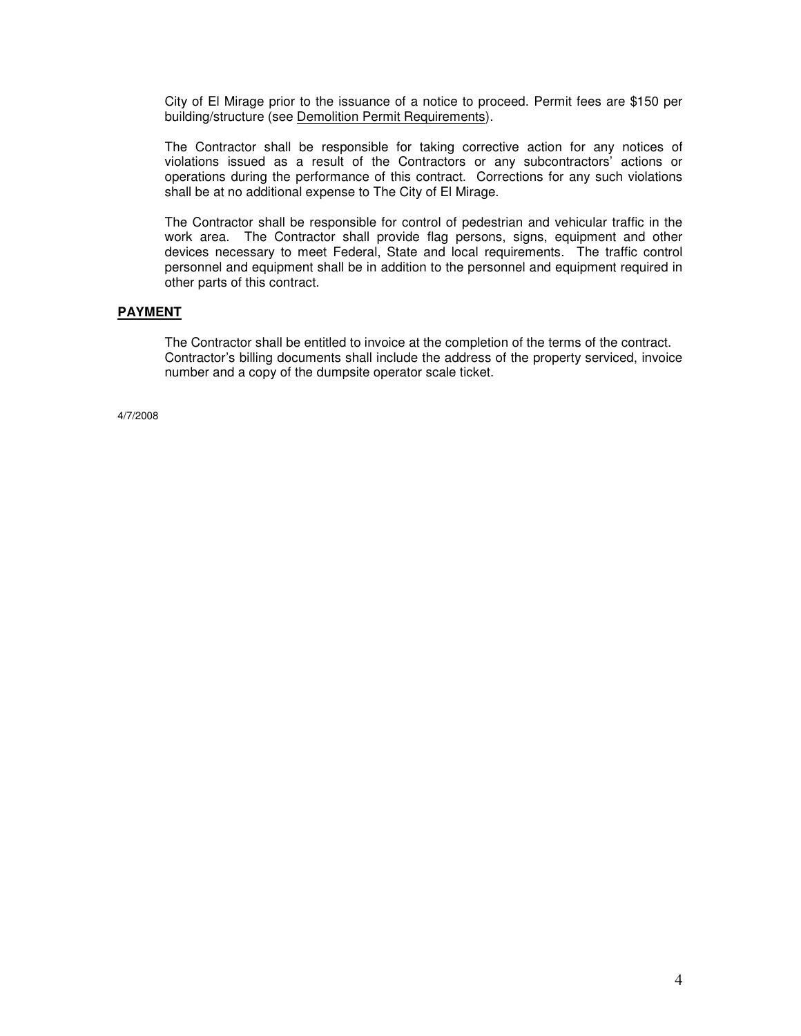City of El Mirage prior to the issuance of a notice to proceed. Permit fees are $150 per building/structure (see Demolition Permit Requirements).

The Contractor shall be responsible for taking corrective action for any notices of violations issued as a result of the Contractors or any subcontractors' actions or operations during the performance of this contract. Corrections for any such violations shall be at no additional expense to The City of El Mirage.

The Contractor shall be responsible for control of pedestrian and vehicular traffic in the work area. The Contractor shall provide flag persons, signs, equipment and other devices necessary to meet Federal, State and local requirements. The traffic control personnel and equipment shall be in addition to the personnel and equipment required in other parts of this contract.

## PAYMENT

The Contractor shall be entitled to invoice at the completion of the terms of the contract. Contractor's billing documents shall include the address of the property serviced, invoice number and a copy of the dumpsite operator scale ticket.

4/7/2008